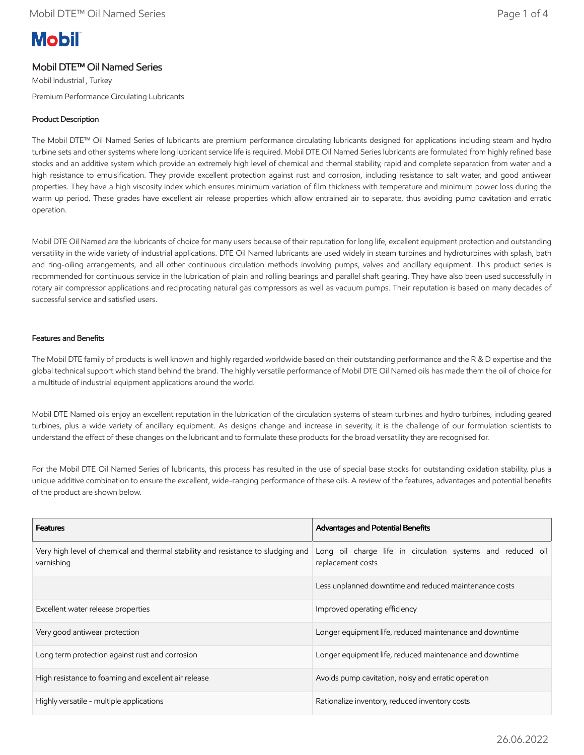# Mobil DTE™ Oil Named Series

Mobil Industrial , Turkey

Premium Performance Circulating Lubricants

## Product Description

The Mobil DTE™ Oil Named Series of lubricants are premium performance circulating lubricants designed for applications including steam and hydro turbine sets and other systems where long lubricant service life is required. Mobil DTE Oil Named Series lubricants are formulated from highly refined base stocks and an additive system which provide an extremely high level of chemical and thermal stability, rapid and complete separation from water and a high resistance to emulsification. They provide excellent protection against rust and corrosion, including resistance to salt water, and good antiwear properties. They have a high viscosity index which ensures minimum variation of film thickness with temperature and minimum power loss during the warm up period. These grades have excellent air release properties which allow entrained air to separate, thus avoiding pump cavitation and erratic operation.

Mobil DTE Oil Named are the lubricants of choice for many users because of their reputation for long life, excellent equipment protection and outstanding versatility in the wide variety of industrial applications. DTE Oil Named lubricants are used widely in steam turbines and hydroturbines with splash, bath and ring-oiling arrangements, and all other continuous circulation methods involving pumps, valves and ancillary equipment. This product series is recommended for continuous service in the lubrication of plain and rolling bearings and parallel shaft gearing. They have also been used successfully in rotary air compressor applications and reciprocating natural gas compressors as well as vacuum pumps. Their reputation is based on many decades of successful service and satisfied users.

## Features and Benefits

The Mobil DTE family of products is well known and highly regarded worldwide based on their outstanding performance and the R & D expertise and the global technical support which stand behind the brand. The highly versatile performance of Mobil DTE Oil Named oils has made them the oil of choice for a multitude of industrial equipment applications around the world.

Mobil DTE Named oils enjoy an excellent reputation in the lubrication of the circulation systems of steam turbines and hydro turbines, including geared turbines, plus a wide variety of ancillary equipment. As designs change and increase in severity, it is the challenge of our formulation scientists to understand the effect of these changes on the lubricant and to formulate these products for the broad versatility they are recognised for.

For the Mobil DTE Oil Named Series of lubricants, this process has resulted in the use of special base stocks for outstanding oxidation stability, plus a unique additive combination to ensure the excellent, wide-ranging performance of these oils. A review of the features, advantages and potential benefits of the product are shown below.

| Features | Advantages and Potential Benefits |
| --- | --- |
| Very high level of chemical and thermal stability and resistance to sludging and varnishing | Long oil charge life in circulation systems and reduced oil replacement costs |
| | Less unplanned downtime and reduced maintenance costs |
| Excellent water release properties | Improved operating efficiency |
| Very good antiwear protection | Longer equipment life, reduced maintenance and downtime |
| Long term protection against rust and corrosion | Longer equipment life, reduced maintenance and downtime |
| High resistance to foaming and excellent air release | Avoids pump cavitation, noisy and erratic operation |
| Highly versatile - multiple applications | Rationalize inventory, reduced inventory costs |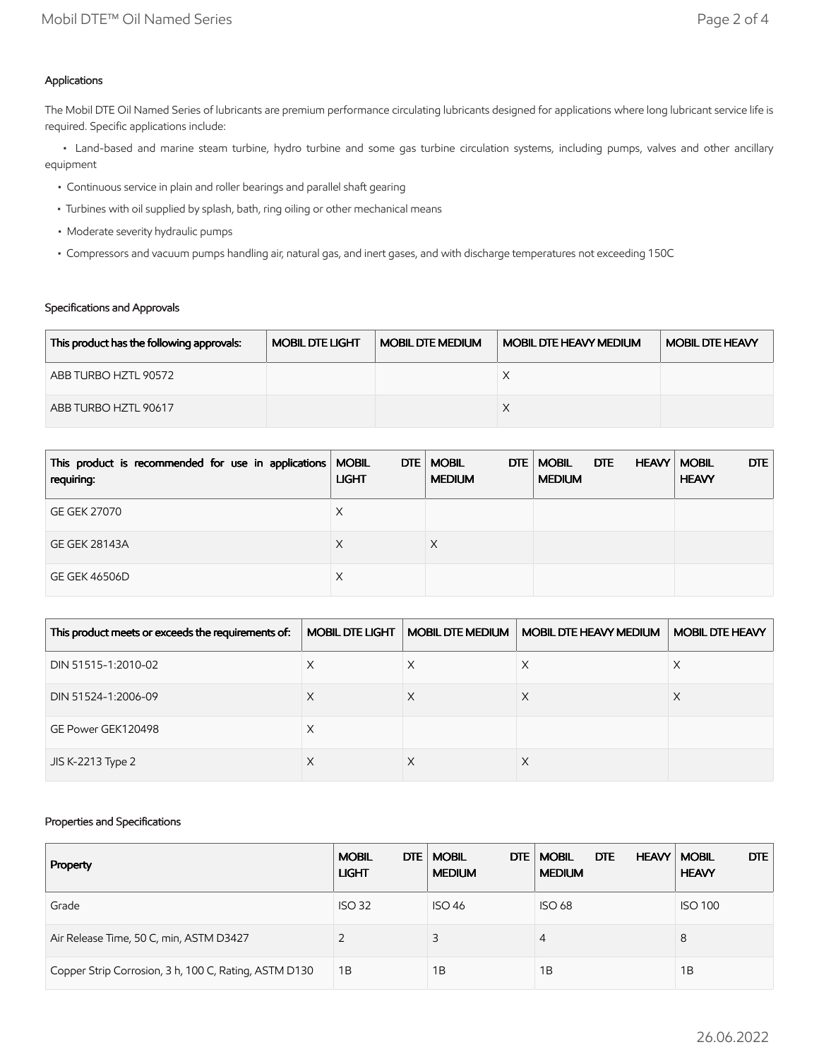### Applications

The Mobil DTE Oil Named Series of lubricants are premium performance circulating lubricants designed for applications where long lubricant service life is required. Specific applications include:

- Land-based and marine steam turbine, hydro turbine and some gas turbine circulation systems, including pumps, valves and other ancillary equipment
- Continuous service in plain and roller bearings and parallel shaft gearing
- Turbines with oil supplied by splash, bath, ring oiling or other mechanical means
- Moderate severity hydraulic pumps
- Compressors and vacuum pumps handling air, natural gas, and inert gases, and with discharge temperatures not exceeding 150C

### Specifications and Approvals

| This product has the following approvals: | MOBIL DTE LIGHT | MOBIL DTE MEDIUM | MOBIL DTE HEAVY MEDIUM | MOBIL DTE HEAVY |
|---|---|---|---|---|
| ABB TURBO HZTL 90572 | | | X | |
| ABB TURBO HZTL 90617 | | | X | |

| This product is recommended for use in applications requiring: | MOBIL DTE LIGHT | MOBIL DTE MEDIUM | MOBIL DTE HEAVY MEDIUM | MOBIL DTE HEAVY |
|---|---|---|---|---|
| GE GEK 27070 | X | | | |
| GE GEK 28143A | X | X | | |
| GE GEK 46506D | X | | | |

| This product meets or exceeds the requirements of: | MOBIL DTE LIGHT | MOBIL DTE MEDIUM | MOBIL DTE HEAVY MEDIUM | MOBIL DTE HEAVY |
|---|---|---|---|---|
| DIN 51515-1:2010-02 | X | X | X | X |
| DIN 51524-1:2006-09 | X | X | X | X |
| GE Power GEK120498 | X | | | |
| JIS K-2213 Type 2 | X | X | X | |

### Properties and Specifications

| Property | MOBIL DTE LIGHT | MOBIL DTE MEDIUM | MOBIL DTE HEAVY MEDIUM | MOBIL DTE HEAVY |
|---|---|---|---|---|
| Grade | ISO 32 | ISO 46 | ISO 68 | ISO 100 |
| Air Release Time, 50 C, min, ASTM D3427 | 2 | 3 | 4 | 8 |
| Copper Strip Corrosion, 3 h, 100 C, Rating, ASTM D130 | 1B | 1B | 1B | 1B |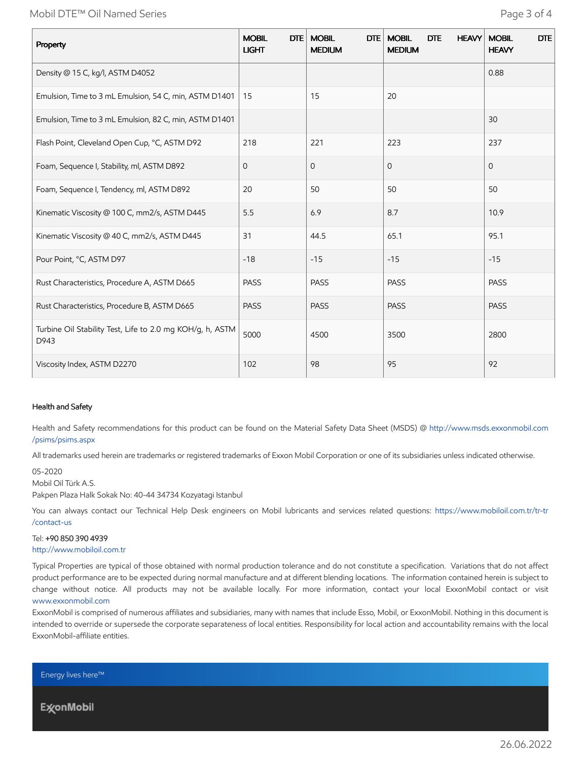| Property | MOBIL DTE LIGHT | MOBIL DTE MEDIUM | MOBIL DTE HEAVY MEDIUM | MOBIL DTE HEAVY |
|---|---|---|---|---|
| Density @ 15 C, kg/l, ASTM D4052 | | | | 0.88 |
| Emulsion, Time to 3 mL Emulsion, 54 C, min, ASTM D1401 | 15 | 15 | 20 | |
| Emulsion, Time to 3 mL Emulsion, 82 C, min, ASTM D1401 | | | | 30 |
| Flash Point, Cleveland Open Cup, °C, ASTM D92 | 218 | 221 | 223 | 237 |
| Foam, Sequence I, Stability, ml, ASTM D892 | 0 | 0 | 0 | 0 |
| Foam, Sequence I, Tendency, ml, ASTM D892 | 20 | 50 | 50 | 50 |
| Kinematic Viscosity @ 100 C, mm2/s, ASTM D445 | 5.5 | 6.9 | 8.7 | 10.9 |
| Kinematic Viscosity @ 40 C, mm2/s, ASTM D445 | 31 | 44.5 | 65.1 | 95.1 |
| Pour Point, °C, ASTM D97 | -18 | -15 | -15 | -15 |
| Rust Characteristics, Procedure A, ASTM D665 | PASS | PASS | PASS | PASS |
| Rust Characteristics, Procedure B, ASTM D665 | PASS | PASS | PASS | PASS |
| Turbine Oil Stability Test, Life to 2.0 mg KOH/g, h, ASTM D943 | 5000 | 4500 | 3500 | 2800 |
| Viscosity Index, ASTM D2270 | 102 | 98 | 95 | 92 |

### Health and Safety

Health and Safety recommendations for this product can be found on the Material Safety Data Sheet (MSDS) @ http://www.msds.exxonmobil.com/psims/psims.aspx

All trademarks used herein are trademarks or registered trademarks of Exxon Mobil Corporation or one of its subsidiaries unless indicated otherwise.

05-2020
Mobil Oil Türk A.S.
Pakpen Plaza Halk Sokak No: 40-44 34734 Kozyatagi Istanbul

You can always contact our Technical Help Desk engineers on Mobil lubricants and services related questions: https://www.mobiloil.com.tr/tr-tr/contact-us

Tel: +90 850 390 4939
http://www.mobiloil.com.tr

Typical Properties are typical of those obtained with normal production tolerance and do not constitute a specification. Variations that do not affect product performance are to be expected during normal manufacture and at different blending locations. The information contained herein is subject to change without notice. All products may not be available locally. For more information, contact your local ExxonMobil contact or visit www.exxonmobil.com

ExxonMobil is comprised of numerous affiliates and subsidiaries, many with names that include Esso, Mobil, or ExxonMobil. Nothing in this document is intended to override or supersede the corporate separateness of local entities. Responsibility for local action and accountability remains with the local ExxonMobil-affiliate entities.

Energy lives here™

ExxonMobil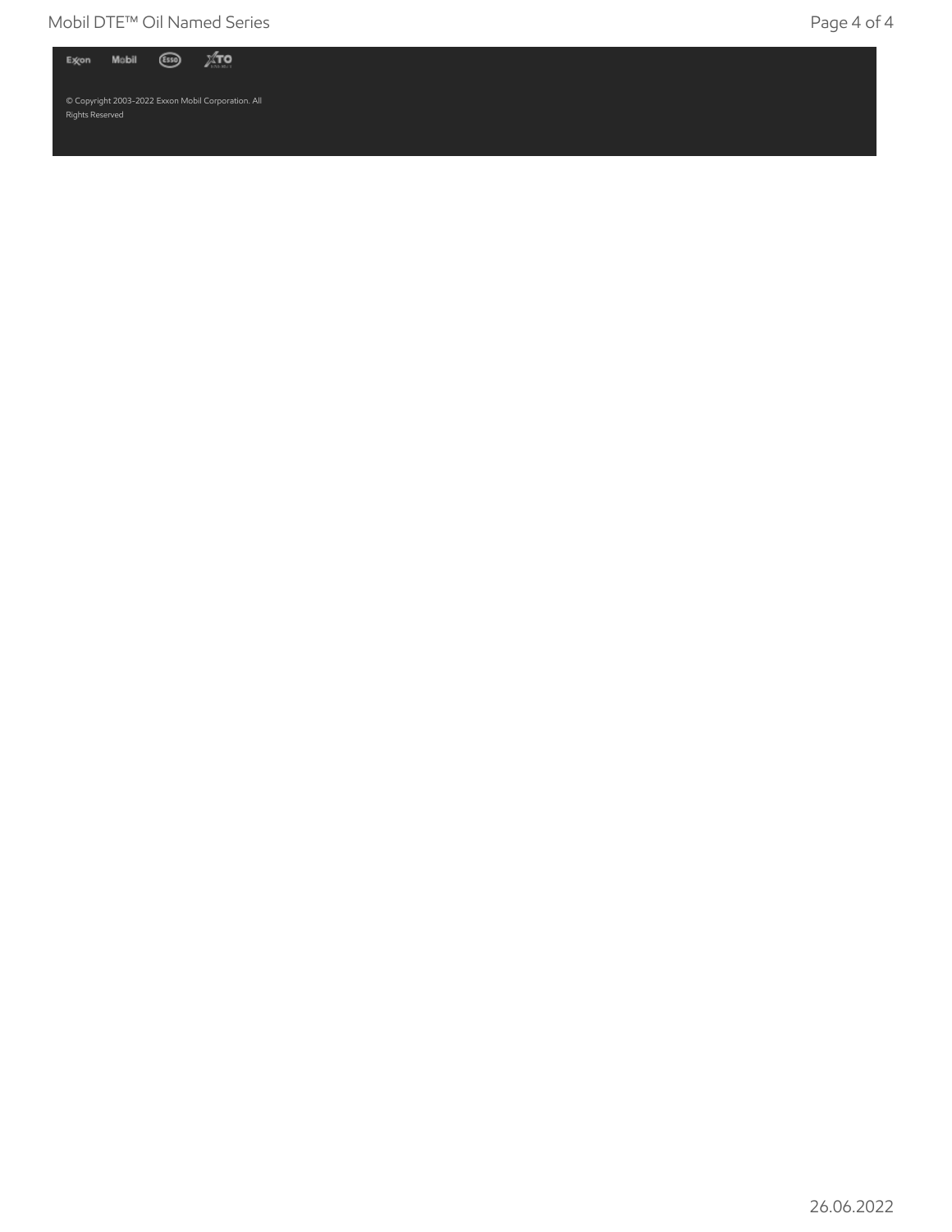Exxon Mobil Esso XTO

© Copyright 2003-2022 Exxon Mobil Corporation. All Rights Reserved